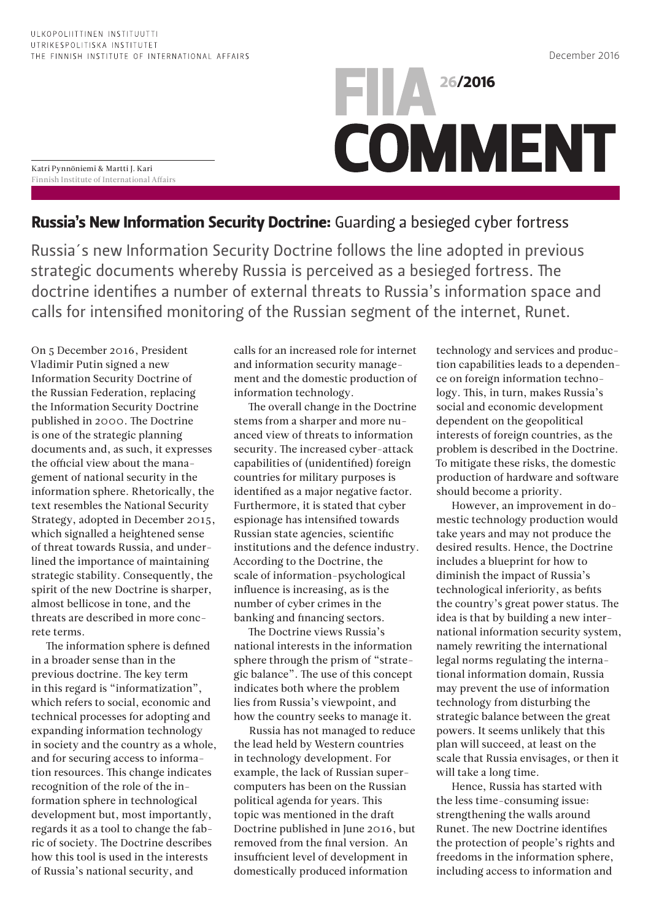ULKOPOLIITTINEN INSTITUUTTI
UTRIKESPOLITISKA INSTITUTET
THE FINNISH INSTITUTE OF INTERNATIONAL AFFAIRS

December 2016

FIIA COMMENT 26/2016

Katri Pynnöniemi & Martti J. Kari
Finnish Institute of International Affairs

# **Russia's New Information Security Doctrine:** Guarding a besieged cyber fortress

Russia´s new Information Security Doctrine follows the line adopted in previous strategic documents whereby Russia is perceived as a besieged fortress. The doctrine identifies a number of external threats to Russia's information space and calls for intensified monitoring of the Russian segment of the internet, Runet.

On 5 December 2016, President Vladimir Putin signed a new Information Security Doctrine of the Russian Federation, replacing the Information Security Doctrine published in 2000. The Doctrine is one of the strategic planning documents and, as such, it expresses the official view about the management of national security in the information sphere. Rhetorically, the text resembles the National Security Strategy, adopted in December 2015, which signalled a heightened sense of threat towards Russia, and underlined the importance of maintaining strategic stability. Consequently, the spirit of the new Doctrine is sharper, almost bellicose in tone, and the threats are described in more concrete terms.

The information sphere is defined in a broader sense than in the previous doctrine. The key term in this regard is "informatization", which refers to social, economic and technical processes for adopting and expanding information technology in society and the country as a whole, and for securing access to information resources. This change indicates recognition of the role of the information sphere in technological development but, most importantly, regards it as a tool to change the fabric of society. The Doctrine describes how this tool is used in the interests of Russia's national security, and calls for an increased role for internet and information security management and the domestic production of information technology.

The overall change in the Doctrine stems from a sharper and more nuanced view of threats to information security. The increased cyber-attack capabilities of (unidentified) foreign countries for military purposes is identified as a major negative factor. Furthermore, it is stated that cyber espionage has intensified towards Russian state agencies, scientific institutions and the defence industry. According to the Doctrine, the scale of information-psychological influence is increasing, as is the number of cyber crimes in the banking and financing sectors.

The Doctrine views Russia's national interests in the information sphere through the prism of "strategic balance". The use of this concept indicates both where the problem lies from Russia's viewpoint, and how the country seeks to manage it.

Russia has not managed to reduce the lead held by Western countries in technology development. For example, the lack of Russian supercomputers has been on the Russian political agenda for years. This topic was mentioned in the draft Doctrine published in June 2016, but removed from the final version. An insufficient level of development in domestically produced information technology and services and production capabilities leads to a dependence on foreign information technology. This, in turn, makes Russia's social and economic development dependent on the geopolitical interests of foreign countries, as the problem is described in the Doctrine. To mitigate these risks, the domestic production of hardware and software should become a priority.

However, an improvement in domestic technology production would take years and may not produce the desired results. Hence, the Doctrine includes a blueprint for how to diminish the impact of Russia's technological inferiority, as befits the country's great power status. The idea is that by building a new international information security system, namely rewriting the international legal norms regulating the international information domain, Russia may prevent the use of information technology from disturbing the strategic balance between the great powers. It seems unlikely that this plan will succeed, at least on the scale that Russia envisages, or then it will take a long time.

Hence, Russia has started with the less time-consuming issue: strengthening the walls around Runet. The new Doctrine identifies the protection of people's rights and freedoms in the information sphere, including access to information and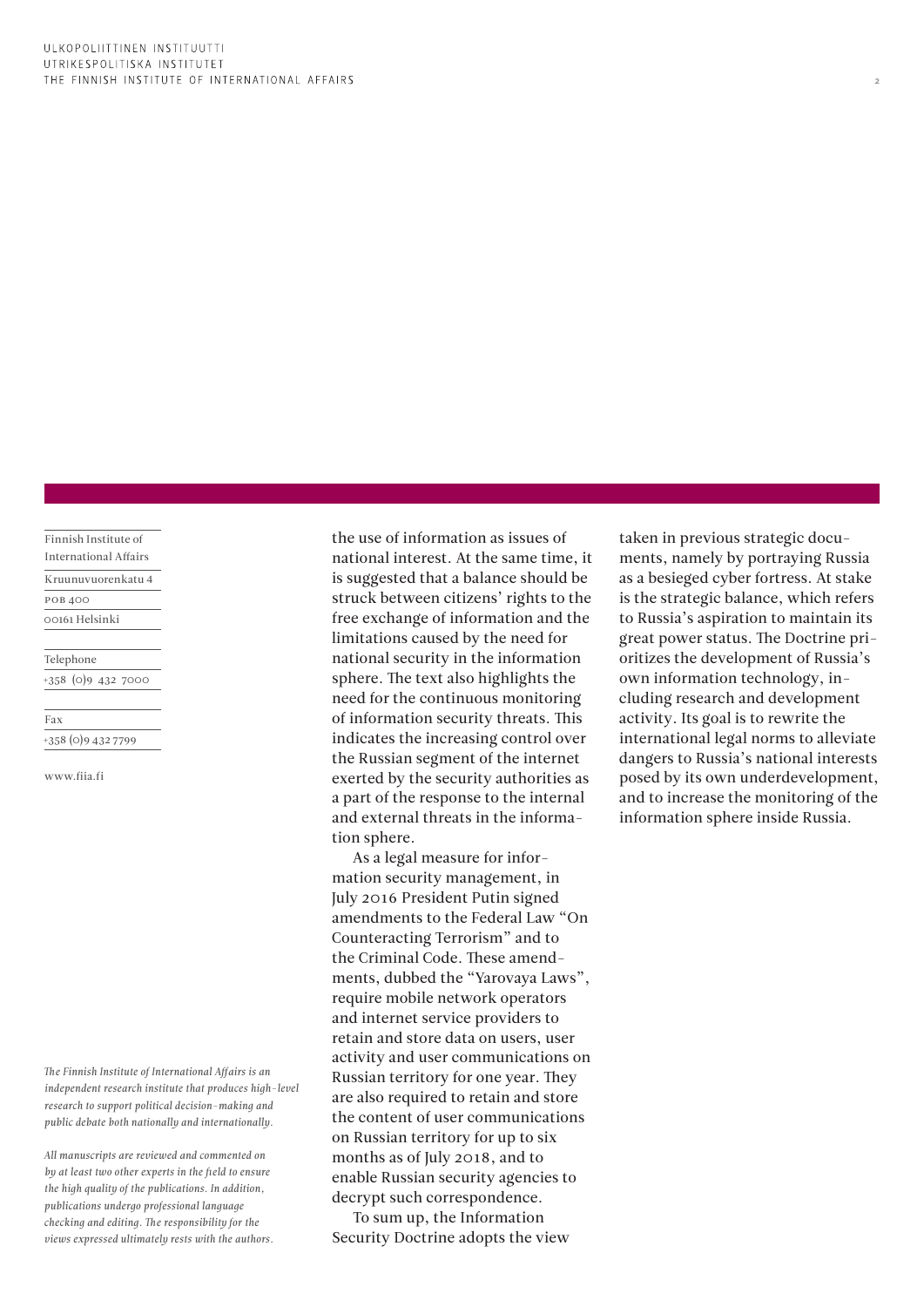the use of information as issues of national interest. At the same time, it is suggested that a balance should be struck between citizens' rights to the free exchange of information and the limitations caused by the need for national security in the information sphere. The text also highlights the need for the continuous monitoring of information security threats. This indicates the increasing control over the Russian segment of the internet exerted by the security authorities as a part of the response to the internal and external threats in the information sphere.

As a legal measure for information security management, in July 2016 President Putin signed amendments to the Federal Law "On Counteracting Terrorism" and to the Criminal Code. These amendments, dubbed the "Yarovaya Laws", require mobile network operators and internet service providers to retain and store data on users, user activity and user communications on Russian territory for one year. They are also required to retain and store the content of user communications on Russian territory for up to six months as of July 2018, and to enable Russian security agencies to decrypt such correspondence.

To sum up, the Information Security Doctrine adopts the view taken in previous strategic documents, namely by portraying Russia as a besieged cyber fortress. At stake is the strategic balance, which refers to Russia's aspiration to maintain its great power status. The Doctrine prioritizes the development of Russia's own information technology, including research and development activity. Its goal is to rewrite the international legal norms to alleviate dangers to Russia's national interests posed by its own underdevelopment, and to increase the monitoring of the information sphere inside Russia.

Finnish Institute of International Affairs
Kruunuvuorenkatu 4
POB 400
00161 Helsinki

Telephone
+358 (0)9 432 7000

Fax
+358 (0)9 432 7799

www.fiia.fi

*The Finnish Institute of International Affairs is an independent research institute that produces high-level research to support political decision-making and public debate both nationally and internationally.*

*All manuscripts are reviewed and commented on by at least two other experts in the field to ensure the high quality of the publications. In addition, publications undergo professional language checking and editing. The responsibility for the views expressed ultimately rests with the authors.*